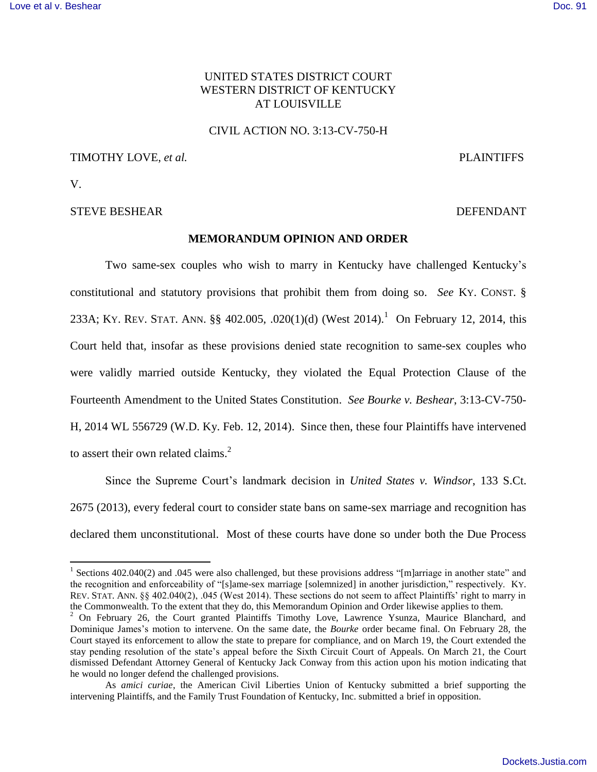UNITED STATES DISTRICT COURT
WESTERN DISTRICT OF KENTUCKY
AT LOUISVILLE

CIVIL ACTION NO. 3:13-CV-750-H

TIMOTHY LOVE, *et al.* PLAINTIFFS

V.

STEVE BESHEAR DEFENDANT

**MEMORANDUM OPINION AND ORDER**

Two same-sex couples who wish to marry in Kentucky have challenged Kentucky's constitutional and statutory provisions that prohibit them from doing so. *See* KY. CONST. § 233A; KY. REV. STAT. ANN. §§ 402.005, .020(1)(d) (West 2014).[1] On February 12, 2014, this Court held that, insofar as these provisions denied state recognition to same-sex couples who were validly married outside Kentucky, they violated the Equal Protection Clause of the Fourteenth Amendment to the United States Constitution. *See Bourke v. Beshear*, 3:13-CV-750-H, 2014 WL 556729 (W.D. Ky. Feb. 12, 2014). Since then, these four Plaintiffs have intervened to assert their own related claims.[2]

Since the Supreme Court's landmark decision in *United States v. Windsor*, 133 S.Ct. 2675 (2013), every federal court to consider state bans on same-sex marriage and recognition has declared them unconstitutional. Most of these courts have done so under both the Due Process

[1] Sections 402.040(2) and .045 were also challenged, but these provisions address "[m]arriage in another state" and the recognition and enforceability of "[s]ame-sex marriage [solemnized] in another jurisdiction," respectively. KY. REV. STAT. ANN. §§ 402.040(2), .045 (West 2014). These sections do not seem to affect Plaintiffs' right to marry in the Commonwealth. To the extent that they do, this Memorandum Opinion and Order likewise applies to them.

[2] On February 26, the Court granted Plaintiffs Timothy Love, Lawrence Ysunza, Maurice Blanchard, and Dominique James's motion to intervene. On the same date, the *Bourke* order became final. On February 28, the Court stayed its enforcement to allow the state to prepare for compliance, and on March 19, the Court extended the stay pending resolution of the state's appeal before the Sixth Circuit Court of Appeals. On March 21, the Court dismissed Defendant Attorney General of Kentucky Jack Conway from this action upon his motion indicating that he would no longer defend the challenged provisions.

As *amici curiae*, the American Civil Liberties Union of Kentucky submitted a brief supporting the intervening Plaintiffs, and the Family Trust Foundation of Kentucky, Inc. submitted a brief in opposition.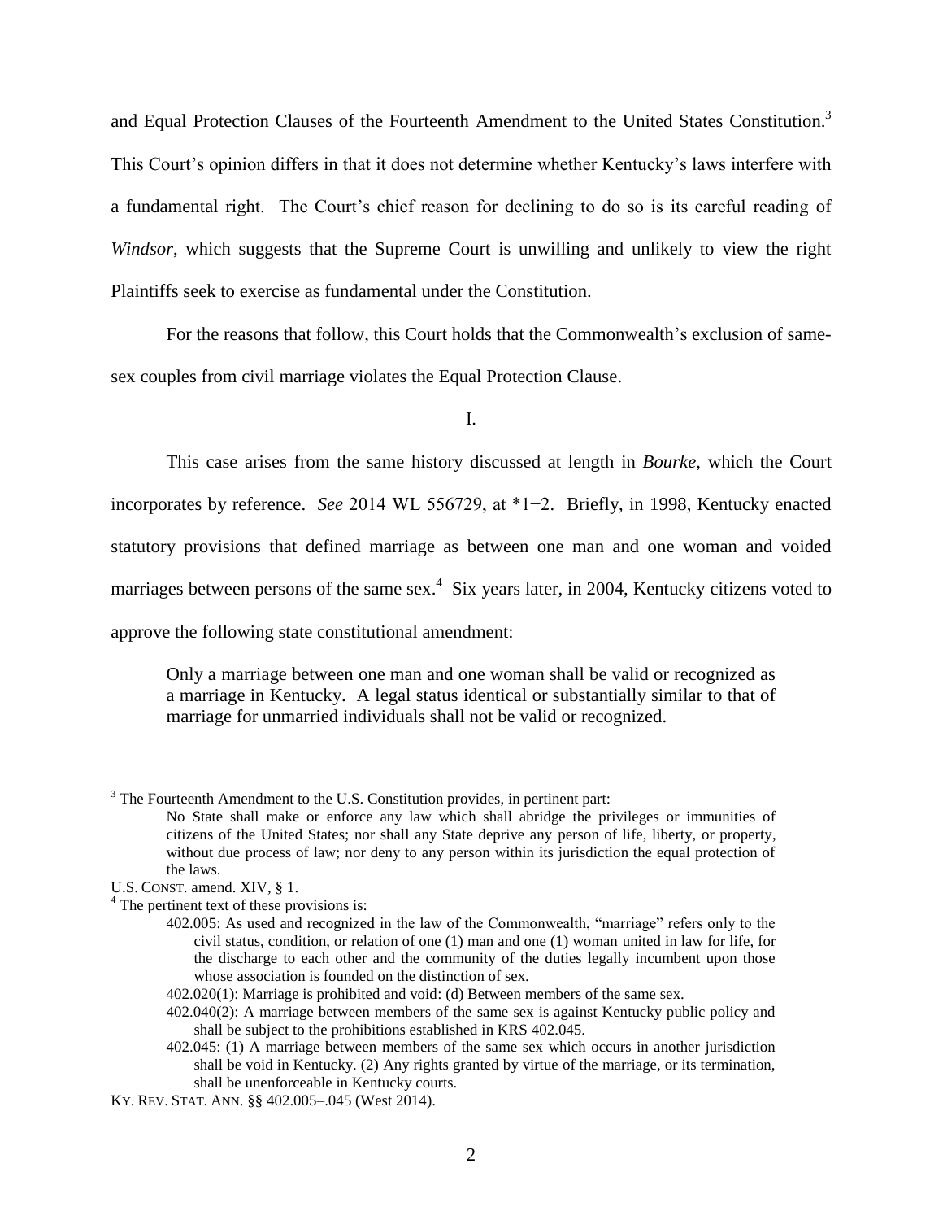and Equal Protection Clauses of the Fourteenth Amendment to the United States Constitution.[3] This Court's opinion differs in that it does not determine whether Kentucky's laws interfere with a fundamental right. The Court's chief reason for declining to do so is its careful reading of *Windsor*, which suggests that the Supreme Court is unwilling and unlikely to view the right Plaintiffs seek to exercise as fundamental under the Constitution.

For the reasons that follow, this Court holds that the Commonwealth's exclusion of same-sex couples from civil marriage violates the Equal Protection Clause.

I.

This case arises from the same history discussed at length in *Bourke*, which the Court incorporates by reference. *See* 2014 WL 556729, at *1−2. Briefly, in 1998, Kentucky enacted statutory provisions that defined marriage as between one man and one woman and voided marriages between persons of the same sex.[4] Six years later, in 2004, Kentucky citizens voted to approve the following state constitutional amendment:

> Only a marriage between one man and one woman shall be valid or recognized as a marriage in Kentucky. A legal status identical or substantially similar to that of marriage for unmarried individuals shall not be valid or recognized.

---

[3] The Fourteenth Amendment to the U.S. Constitution provides, in pertinent part:

> No State shall make or enforce any law which shall abridge the privileges or immunities of citizens of the United States; nor shall any State deprive any person of life, liberty, or property, without due process of law; nor deny to any person within its jurisdiction the equal protection of the laws.

U.S. CONST. amend. XIV, § 1.

[4] The pertinent text of these provisions is:

> 402.005: As used and recognized in the law of the Commonwealth, "marriage" refers only to the civil status, condition, or relation of one (1) man and one (1) woman united in law for life, for the discharge to each other and the community of the duties legally incumbent upon those whose association is founded on the distinction of sex.
>
> 402.020(1): Marriage is prohibited and void: (d) Between members of the same sex.
>
> 402.040(2): A marriage between members of the same sex is against Kentucky public policy and shall be subject to the prohibitions established in KRS 402.045.
>
> 402.045: (1) A marriage between members of the same sex which occurs in another jurisdiction shall be void in Kentucky. (2) Any rights granted by virtue of the marriage, or its termination, shall be unenforceable in Kentucky courts.

KY. REV. STAT. ANN. §§ 402.005–.045 (West 2014).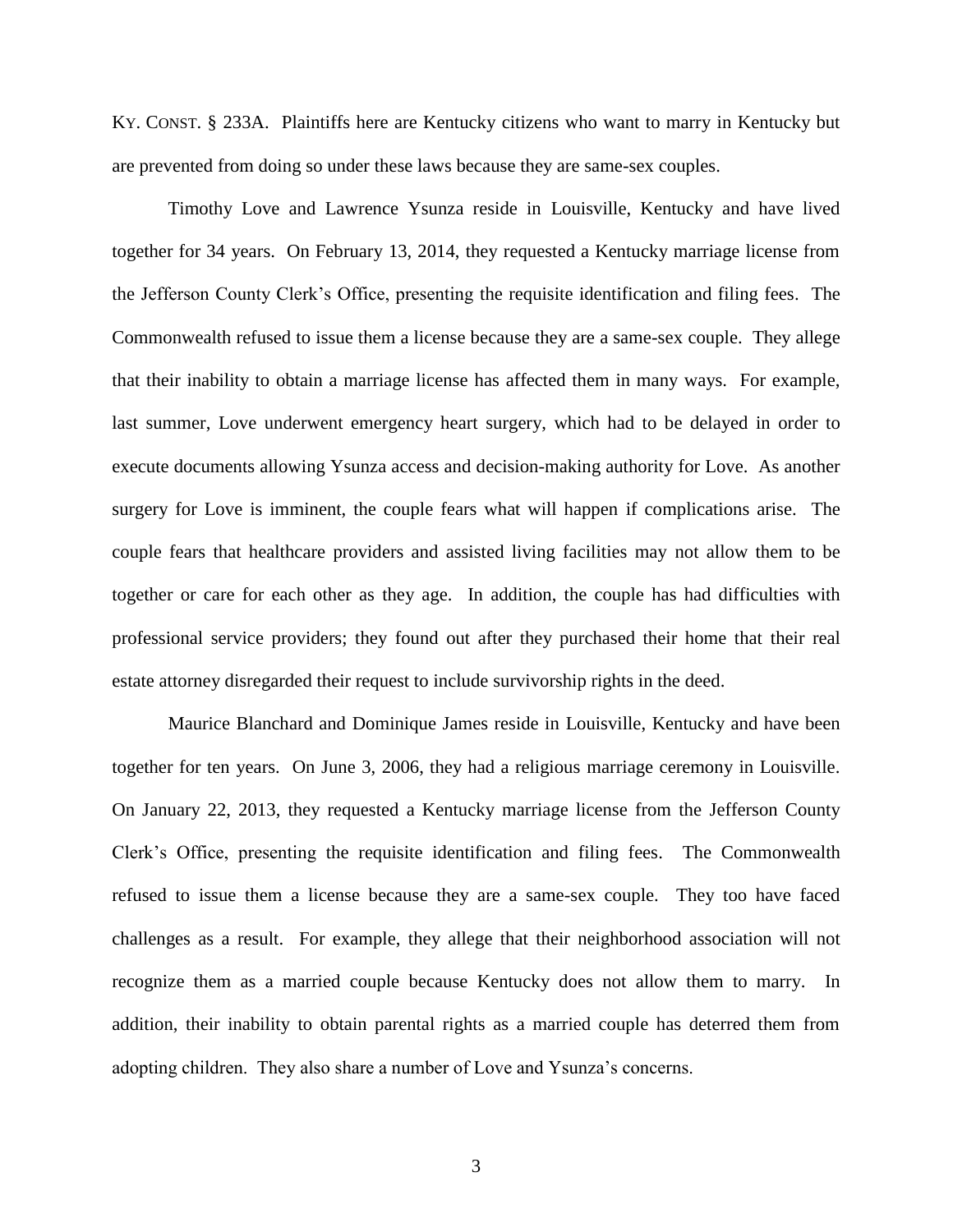KY. CONST. § 233A. Plaintiffs here are Kentucky citizens who want to marry in Kentucky but are prevented from doing so under these laws because they are same-sex couples.

Timothy Love and Lawrence Ysunza reside in Louisville, Kentucky and have lived together for 34 years. On February 13, 2014, they requested a Kentucky marriage license from the Jefferson County Clerk's Office, presenting the requisite identification and filing fees. The Commonwealth refused to issue them a license because they are a same-sex couple. They allege that their inability to obtain a marriage license has affected them in many ways. For example, last summer, Love underwent emergency heart surgery, which had to be delayed in order to execute documents allowing Ysunza access and decision-making authority for Love. As another surgery for Love is imminent, the couple fears what will happen if complications arise. The couple fears that healthcare providers and assisted living facilities may not allow them to be together or care for each other as they age. In addition, the couple has had difficulties with professional service providers; they found out after they purchased their home that their real estate attorney disregarded their request to include survivorship rights in the deed.

Maurice Blanchard and Dominique James reside in Louisville, Kentucky and have been together for ten years. On June 3, 2006, they had a religious marriage ceremony in Louisville. On January 22, 2013, they requested a Kentucky marriage license from the Jefferson County Clerk's Office, presenting the requisite identification and filing fees. The Commonwealth refused to issue them a license because they are a same-sex couple. They too have faced challenges as a result. For example, they allege that their neighborhood association will not recognize them as a married couple because Kentucky does not allow them to marry. In addition, their inability to obtain parental rights as a married couple has deterred them from adopting children. They also share a number of Love and Ysunza's concerns.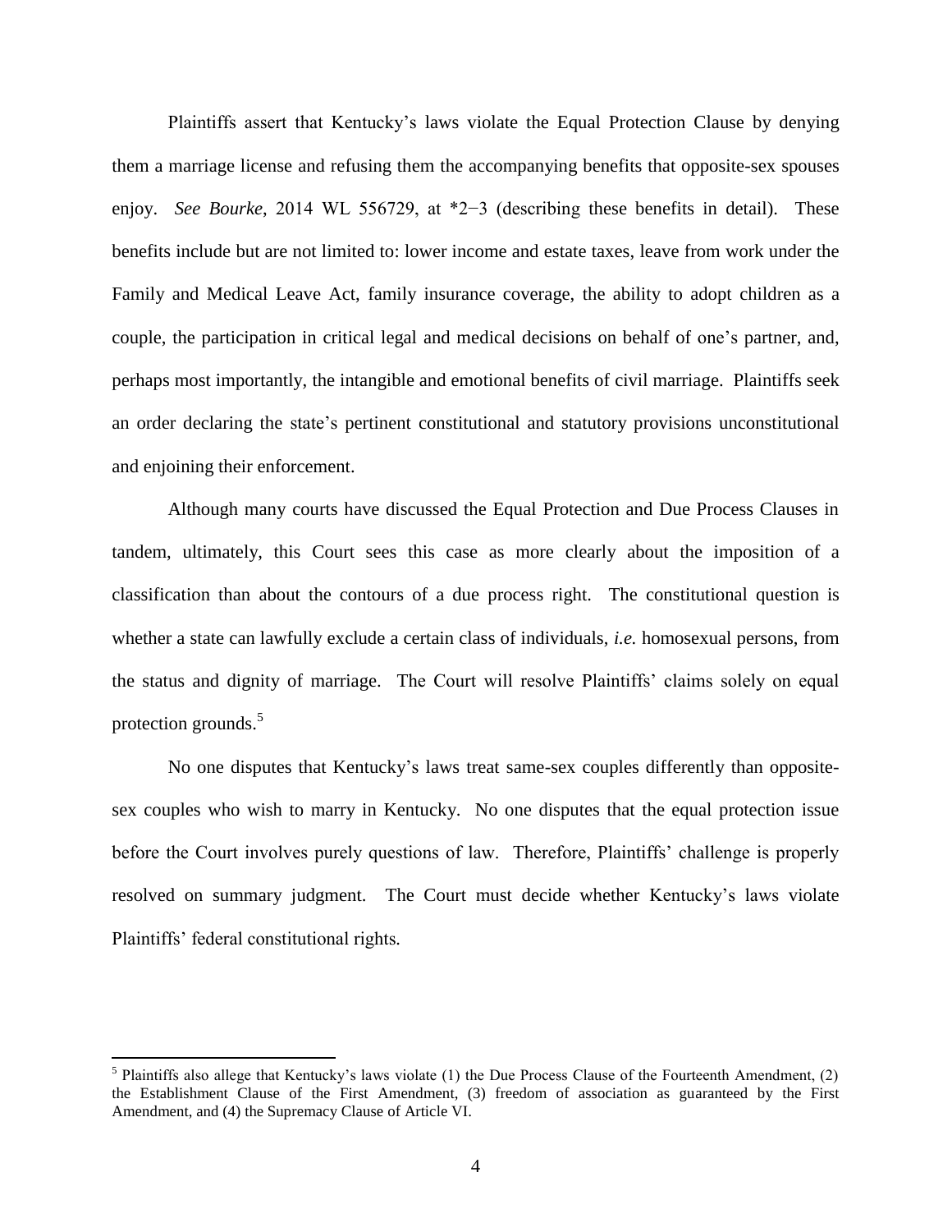Plaintiffs assert that Kentucky's laws violate the Equal Protection Clause by denying them a marriage license and refusing them the accompanying benefits that opposite-sex spouses enjoy. *See Bourke*, 2014 WL 556729, at *2−3 (describing these benefits in detail). These benefits include but are not limited to: lower income and estate taxes, leave from work under the Family and Medical Leave Act, family insurance coverage, the ability to adopt children as a couple, the participation in critical legal and medical decisions on behalf of one's partner, and, perhaps most importantly, the intangible and emotional benefits of civil marriage. Plaintiffs seek an order declaring the state's pertinent constitutional and statutory provisions unconstitutional and enjoining their enforcement.

Although many courts have discussed the Equal Protection and Due Process Clauses in tandem, ultimately, this Court sees this case as more clearly about the imposition of a classification than about the contours of a due process right. The constitutional question is whether a state can lawfully exclude a certain class of individuals, *i.e.* homosexual persons, from the status and dignity of marriage. The Court will resolve Plaintiffs' claims solely on equal protection grounds.[5]

No one disputes that Kentucky's laws treat same-sex couples differently than opposite-sex couples who wish to marry in Kentucky. No one disputes that the equal protection issue before the Court involves purely questions of law. Therefore, Plaintiffs' challenge is properly resolved on summary judgment. The Court must decide whether Kentucky's laws violate Plaintiffs' federal constitutional rights.

---

[5] Plaintiffs also allege that Kentucky's laws violate (1) the Due Process Clause of the Fourteenth Amendment, (2) the Establishment Clause of the First Amendment, (3) freedom of association as guaranteed by the First Amendment, and (4) the Supremacy Clause of Article VI.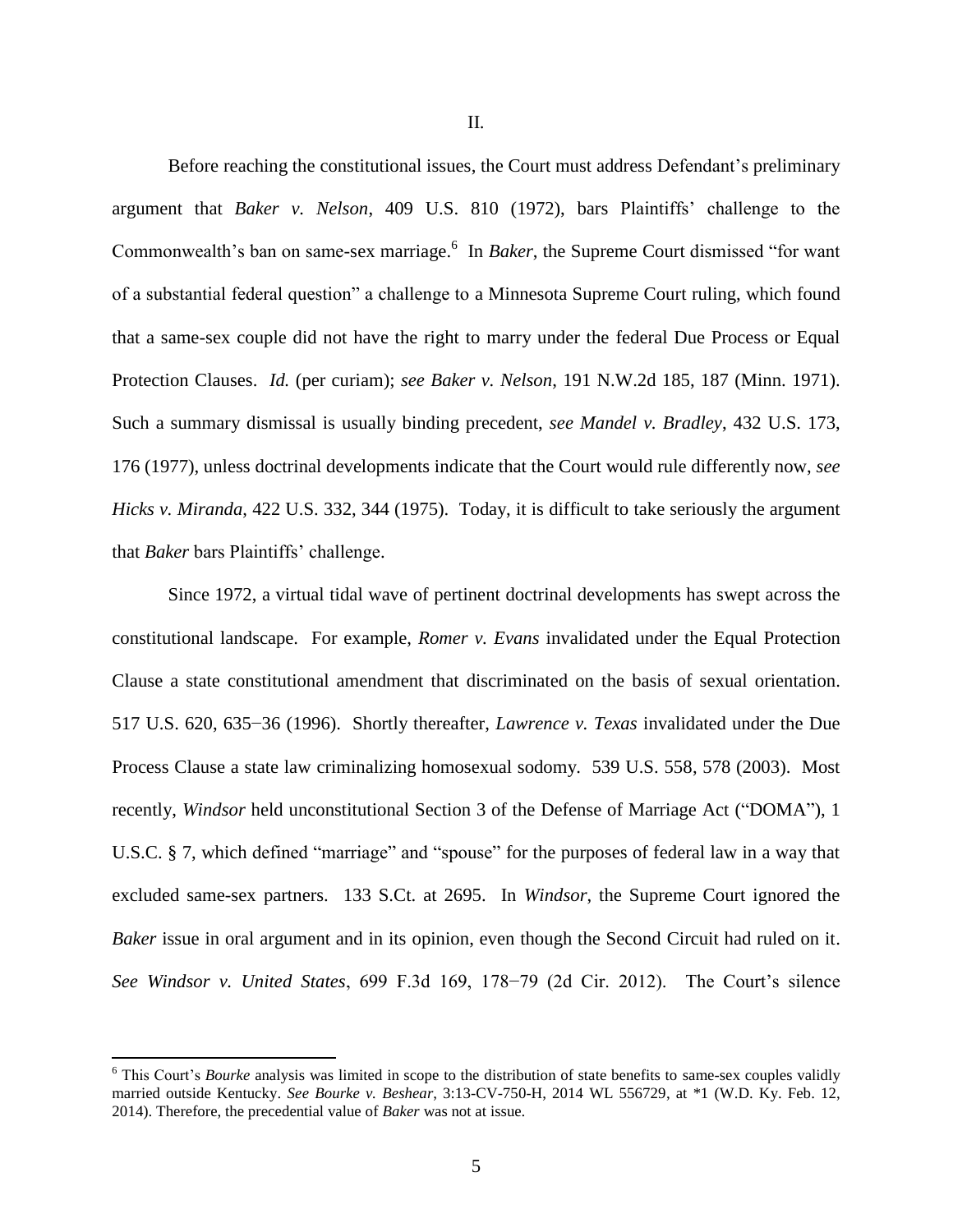II.

Before reaching the constitutional issues, the Court must address Defendant's preliminary argument that *Baker v. Nelson*, 409 U.S. 810 (1972), bars Plaintiffs' challenge to the Commonwealth's ban on same-sex marriage.[6] In *Baker*, the Supreme Court dismissed "for want of a substantial federal question" a challenge to a Minnesota Supreme Court ruling, which found that a same-sex couple did not have the right to marry under the federal Due Process or Equal Protection Clauses. *Id.* (per curiam); *see Baker v. Nelson*, 191 N.W.2d 185, 187 (Minn. 1971). Such a summary dismissal is usually binding precedent, *see Mandel v. Bradley*, 432 U.S. 173, 176 (1977), unless doctrinal developments indicate that the Court would rule differently now, *see Hicks v. Miranda*, 422 U.S. 332, 344 (1975). Today, it is difficult to take seriously the argument that *Baker* bars Plaintiffs' challenge.

Since 1972, a virtual tidal wave of pertinent doctrinal developments has swept across the constitutional landscape. For example, *Romer v. Evans* invalidated under the Equal Protection Clause a state constitutional amendment that discriminated on the basis of sexual orientation. 517 U.S. 620, 635−36 (1996). Shortly thereafter, *Lawrence v. Texas* invalidated under the Due Process Clause a state law criminalizing homosexual sodomy. 539 U.S. 558, 578 (2003). Most recently, *Windsor* held unconstitutional Section 3 of the Defense of Marriage Act ("DOMA"), 1 U.S.C. § 7, which defined "marriage" and "spouse" for the purposes of federal law in a way that excluded same-sex partners. 133 S.Ct. at 2695. In *Windsor*, the Supreme Court ignored the *Baker* issue in oral argument and in its opinion, even though the Second Circuit had ruled on it. *See Windsor v. United States*, 699 F.3d 169, 178−79 (2d Cir. 2012). The Court's silence

[6] This Court's *Bourke* analysis was limited in scope to the distribution of state benefits to same-sex couples validly married outside Kentucky. *See Bourke v. Beshear*, 3:13-CV-750-H, 2014 WL 556729, at *1 (W.D. Ky. Feb. 12, 2014). Therefore, the precedential value of *Baker* was not at issue.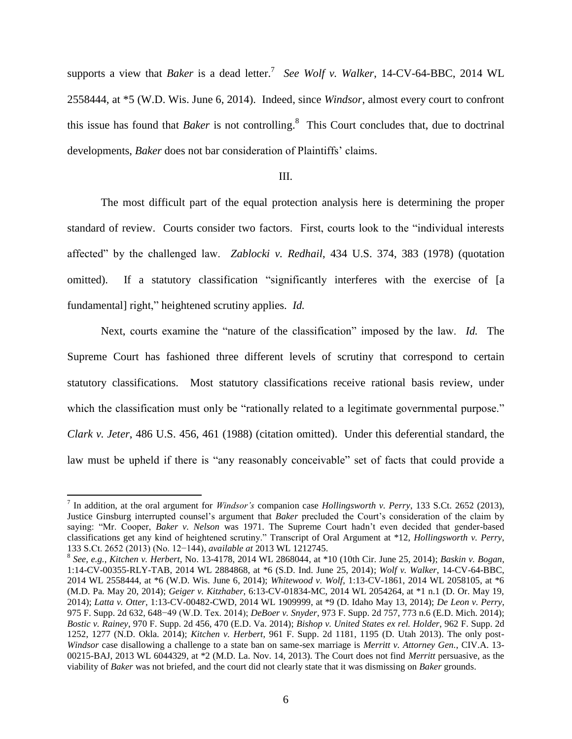supports a view that *Baker* is a dead letter.[7] *See Wolf v. Walker*, 14-CV-64-BBC, 2014 WL 2558444, at *5 (W.D. Wis. June 6, 2014). Indeed, since *Windsor*, almost every court to confront this issue has found that *Baker* is not controlling.[8] This Court concludes that, due to doctrinal developments, *Baker* does not bar consideration of Plaintiffs' claims.

III.

The most difficult part of the equal protection analysis here is determining the proper standard of review. Courts consider two factors. First, courts look to the "individual interests affected" by the challenged law. *Zablocki v. Redhail*, 434 U.S. 374, 383 (1978) (quotation omitted). If a statutory classification "significantly interferes with the exercise of [a fundamental] right," heightened scrutiny applies. *Id.*

Next, courts examine the "nature of the classification" imposed by the law. *Id.* The Supreme Court has fashioned three different levels of scrutiny that correspond to certain statutory classifications. Most statutory classifications receive rational basis review, under which the classification must only be "rationally related to a legitimate governmental purpose." *Clark v. Jeter*, 486 U.S. 456, 461 (1988) (citation omitted). Under this deferential standard, the law must be upheld if there is "any reasonably conceivable" set of facts that could provide a

---

[7] In addition, at the oral argument for *Windsor's* companion case *Hollingsworth v. Perry*, 133 S.Ct. 2652 (2013), Justice Ginsburg interrupted counsel's argument that *Baker* precluded the Court's consideration of the claim by saying: "Mr. Cooper, *Baker v. Nelson* was 1971. The Supreme Court hadn't even decided that gender-based classifications get any kind of heightened scrutiny." Transcript of Oral Argument at *12, *Hollingsworth v. Perry*, 133 S.Ct. 2652 (2013) (No. 12−144), *available at* 2013 WL 1212745.

[8] *See, e.g.*, *Kitchen v. Herbert*, No. 13-4178, 2014 WL 2868044, at *10 (10th Cir. June 25, 2014); *Baskin v. Bogan*, 1:14-CV-00355-RLY-TAB, 2014 WL 2884868, at *6 (S.D. Ind. June 25, 2014); *Wolf v. Walker*, 14-CV-64-BBC, 2014 WL 2558444, at *6 (W.D. Wis. June 6, 2014); *Whitewood v. Wolf*, 1:13-CV-1861, 2014 WL 2058105, at *6 (M.D. Pa. May 20, 2014); *Geiger v. Kitzhaber*, 6:13-CV-01834-MC, 2014 WL 2054264, at *1 n.1 (D. Or. May 19, 2014); *Latta v. Otter*, 1:13-CV-00482-CWD, 2014 WL 1909999, at *9 (D. Idaho May 13, 2014); *De Leon v. Perry*, 975 F. Supp. 2d 632, 648−49 (W.D. Tex. 2014); *DeBoer v. Snyder*, 973 F. Supp. 2d 757, 773 n.6 (E.D. Mich. 2014); *Bostic v. Rainey*, 970 F. Supp. 2d 456, 470 (E.D. Va. 2014); *Bishop v. United States ex rel. Holder*, 962 F. Supp. 2d 1252, 1277 (N.D. Okla. 2014); *Kitchen v. Herbert*, 961 F. Supp. 2d 1181, 1195 (D. Utah 2013). The only post-*Windsor* case disallowing a challenge to a state ban on same-sex marriage is *Merritt v. Attorney Gen.*, CIV.A. 13-00215-BAJ, 2013 WL 6044329, at *2 (M.D. La. Nov. 14, 2013). The Court does not find *Merritt* persuasive, as the viability of *Baker* was not briefed, and the court did not clearly state that it was dismissing on *Baker* grounds.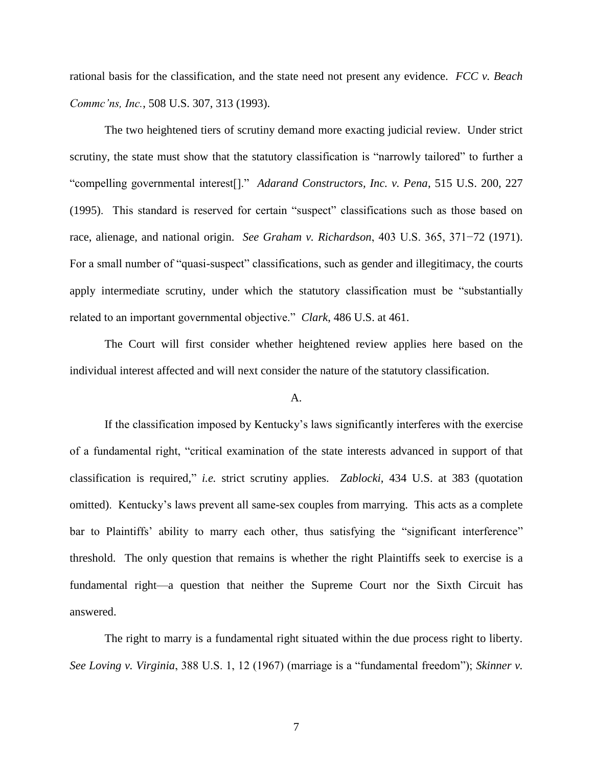rational basis for the classification, and the state need not present any evidence. *FCC v. Beach Commc'ns, Inc.*, 508 U.S. 307, 313 (1993).

The two heightened tiers of scrutiny demand more exacting judicial review. Under strict scrutiny, the state must show that the statutory classification is "narrowly tailored" to further a "compelling governmental interest[]." *Adarand Constructors, Inc. v. Pena*, 515 U.S. 200, 227 (1995). This standard is reserved for certain "suspect" classifications such as those based on race, alienage, and national origin. *See Graham v. Richardson*, 403 U.S. 365, 371−72 (1971). For a small number of "quasi-suspect" classifications, such as gender and illegitimacy, the courts apply intermediate scrutiny, under which the statutory classification must be "substantially related to an important governmental objective." *Clark*, 486 U.S. at 461.

The Court will first consider whether heightened review applies here based on the individual interest affected and will next consider the nature of the statutory classification.

A.

If the classification imposed by Kentucky's laws significantly interferes with the exercise of a fundamental right, "critical examination of the state interests advanced in support of that classification is required," *i.e.* strict scrutiny applies. *Zablocki*, 434 U.S. at 383 (quotation omitted). Kentucky's laws prevent all same-sex couples from marrying. This acts as a complete bar to Plaintiffs' ability to marry each other, thus satisfying the "significant interference" threshold. The only question that remains is whether the right Plaintiffs seek to exercise is a fundamental right—a question that neither the Supreme Court nor the Sixth Circuit has answered.

The right to marry is a fundamental right situated within the due process right to liberty. *See Loving v. Virginia*, 388 U.S. 1, 12 (1967) (marriage is a "fundamental freedom"); *Skinner v.*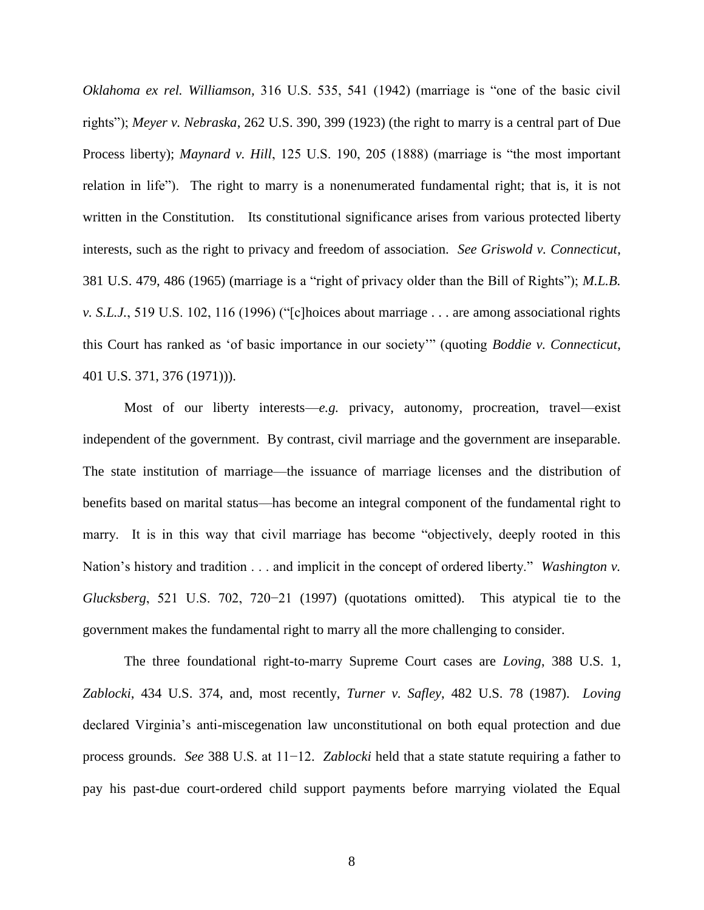*Oklahoma ex rel. Williamson*, 316 U.S. 535, 541 (1942) (marriage is "one of the basic civil rights"); *Meyer v. Nebraska*, 262 U.S. 390, 399 (1923) (the right to marry is a central part of Due Process liberty); *Maynard v. Hill*, 125 U.S. 190, 205 (1888) (marriage is "the most important relation in life"). The right to marry is a nonenumerated fundamental right; that is, it is not written in the Constitution. Its constitutional significance arises from various protected liberty interests, such as the right to privacy and freedom of association. *See Griswold v. Connecticut*, 381 U.S. 479, 486 (1965) (marriage is a "right of privacy older than the Bill of Rights"); *M.L.B. v. S.L.J.*, 519 U.S. 102, 116 (1996) ("[c]hoices about marriage . . . are among associational rights this Court has ranked as 'of basic importance in our society'" (quoting *Boddie v. Connecticut*, 401 U.S. 371, 376 (1971))).

Most of our liberty interests—*e.g.* privacy, autonomy, procreation, travel—exist independent of the government. By contrast, civil marriage and the government are inseparable. The state institution of marriage—the issuance of marriage licenses and the distribution of benefits based on marital status—has become an integral component of the fundamental right to marry. It is in this way that civil marriage has become "objectively, deeply rooted in this Nation's history and tradition . . . and implicit in the concept of ordered liberty." *Washington v. Glucksberg*, 521 U.S. 702, 720−21 (1997) (quotations omitted). This atypical tie to the government makes the fundamental right to marry all the more challenging to consider.

The three foundational right-to-marry Supreme Court cases are *Loving*, 388 U.S. 1, *Zablocki*, 434 U.S. 374, and, most recently, *Turner v. Safley*, 482 U.S. 78 (1987). *Loving* declared Virginia's anti-miscegenation law unconstitutional on both equal protection and due process grounds. *See* 388 U.S. at 11−12. *Zablocki* held that a state statute requiring a father to pay his past-due court-ordered child support payments before marrying violated the Equal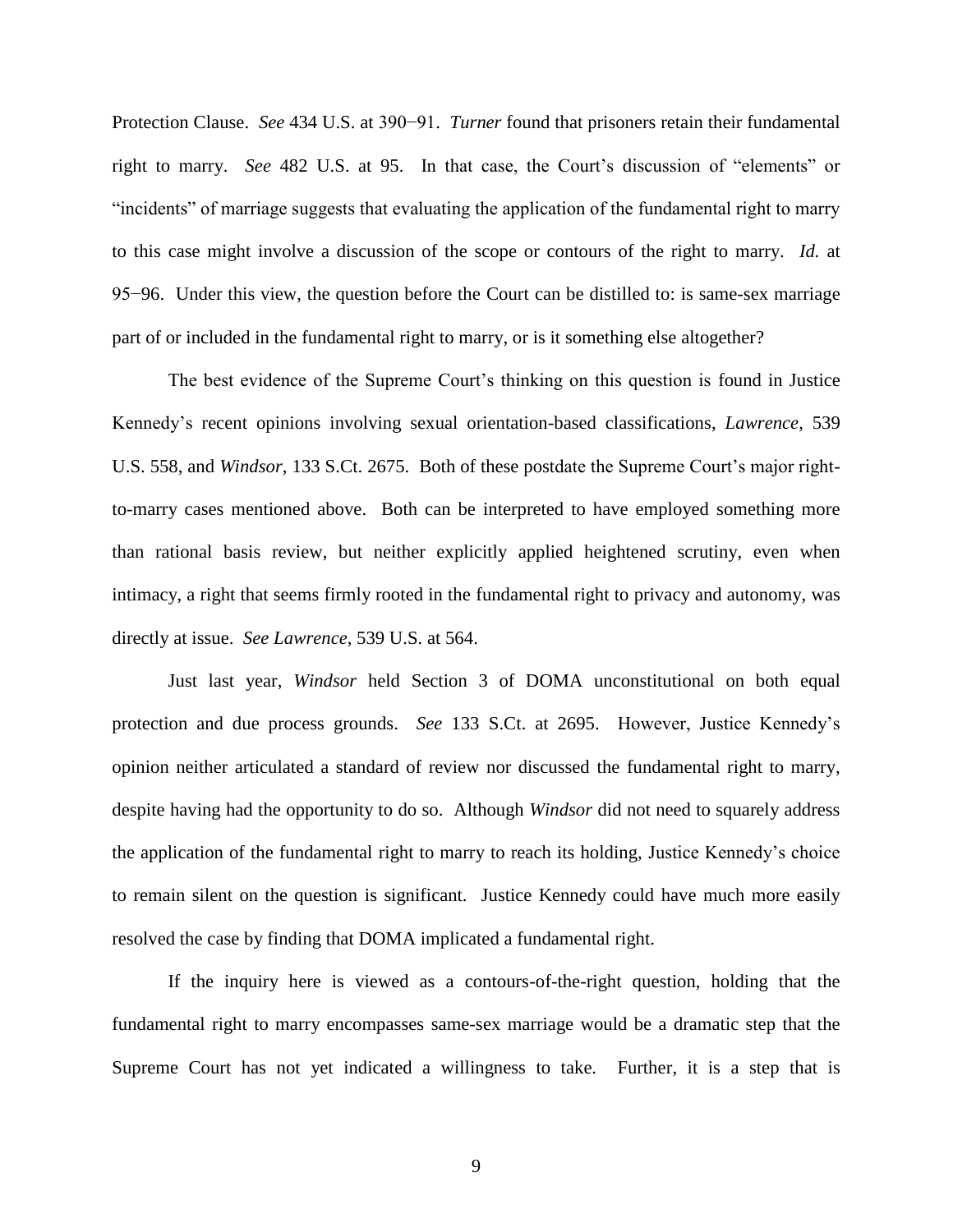Protection Clause. *See* 434 U.S. at 390−91. *Turner* found that prisoners retain their fundamental right to marry. *See* 482 U.S. at 95. In that case, the Court's discussion of "elements" or "incidents" of marriage suggests that evaluating the application of the fundamental right to marry to this case might involve a discussion of the scope or contours of the right to marry. *Id.* at 95−96. Under this view, the question before the Court can be distilled to: is same-sex marriage part of or included in the fundamental right to marry, or is it something else altogether?

The best evidence of the Supreme Court's thinking on this question is found in Justice Kennedy's recent opinions involving sexual orientation-based classifications, *Lawrence*, 539 U.S. 558, and *Windsor*, 133 S.Ct. 2675. Both of these postdate the Supreme Court's major right-to-marry cases mentioned above. Both can be interpreted to have employed something more than rational basis review, but neither explicitly applied heightened scrutiny, even when intimacy, a right that seems firmly rooted in the fundamental right to privacy and autonomy, was directly at issue. *See Lawrence*, 539 U.S. at 564.

Just last year, *Windsor* held Section 3 of DOMA unconstitutional on both equal protection and due process grounds. *See* 133 S.Ct. at 2695. However, Justice Kennedy's opinion neither articulated a standard of review nor discussed the fundamental right to marry, despite having had the opportunity to do so. Although *Windsor* did not need to squarely address the application of the fundamental right to marry to reach its holding, Justice Kennedy's choice to remain silent on the question is significant. Justice Kennedy could have much more easily resolved the case by finding that DOMA implicated a fundamental right.

If the inquiry here is viewed as a contours-of-the-right question, holding that the fundamental right to marry encompasses same-sex marriage would be a dramatic step that the Supreme Court has not yet indicated a willingness to take. Further, it is a step that is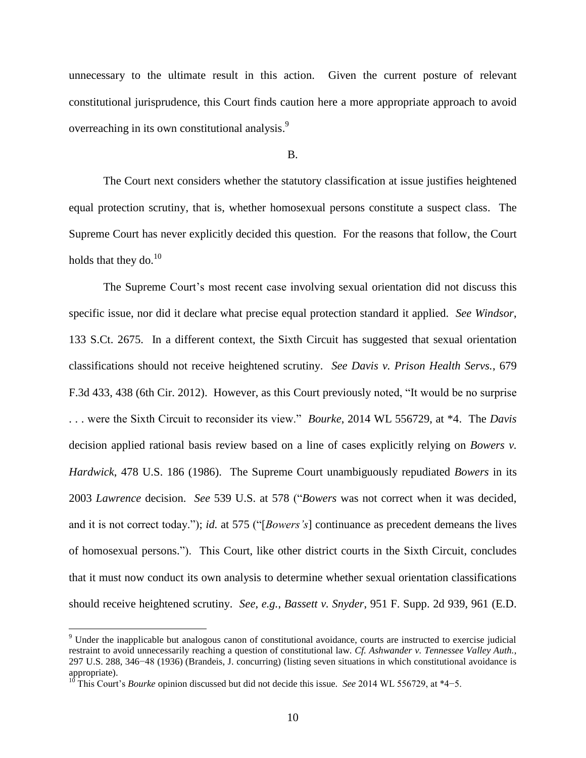unnecessary to the ultimate result in this action. Given the current posture of relevant constitutional jurisprudence, this Court finds caution here a more appropriate approach to avoid overreaching in its own constitutional analysis.[9]

B.

The Court next considers whether the statutory classification at issue justifies heightened equal protection scrutiny, that is, whether homosexual persons constitute a suspect class. The Supreme Court has never explicitly decided this question. For the reasons that follow, the Court holds that they do.[10]

The Supreme Court's most recent case involving sexual orientation did not discuss this specific issue, nor did it declare what precise equal protection standard it applied. *See Windsor*, 133 S.Ct. 2675. In a different context, the Sixth Circuit has suggested that sexual orientation classifications should not receive heightened scrutiny. *See Davis v. Prison Health Servs.*, 679 F.3d 433, 438 (6th Cir. 2012). However, as this Court previously noted, "It would be no surprise . . . were the Sixth Circuit to reconsider its view." *Bourke*, 2014 WL 556729, at \*4. The *Davis* decision applied rational basis review based on a line of cases explicitly relying on *Bowers v. Hardwick*, 478 U.S. 186 (1986). The Supreme Court unambiguously repudiated *Bowers* in its 2003 *Lawrence* decision. *See* 539 U.S. at 578 ("*Bowers* was not correct when it was decided, and it is not correct today."); *id.* at 575 ("[*Bowers's*] continuance as precedent demeans the lives of homosexual persons."). This Court, like other district courts in the Sixth Circuit, concludes that it must now conduct its own analysis to determine whether sexual orientation classifications should receive heightened scrutiny. *See, e.g.*, *Bassett v. Snyder*, 951 F. Supp. 2d 939, 961 (E.D.

---

[9] Under the inapplicable but analogous canon of constitutional avoidance, courts are instructed to exercise judicial restraint to avoid unnecessarily reaching a question of constitutional law. *Cf. Ashwander v. Tennessee Valley Auth.*, 297 U.S. 288, 346−48 (1936) (Brandeis, J. concurring) (listing seven situations in which constitutional avoidance is appropriate).

[10] This Court's *Bourke* opinion discussed but did not decide this issue. *See* 2014 WL 556729, at \*4−5.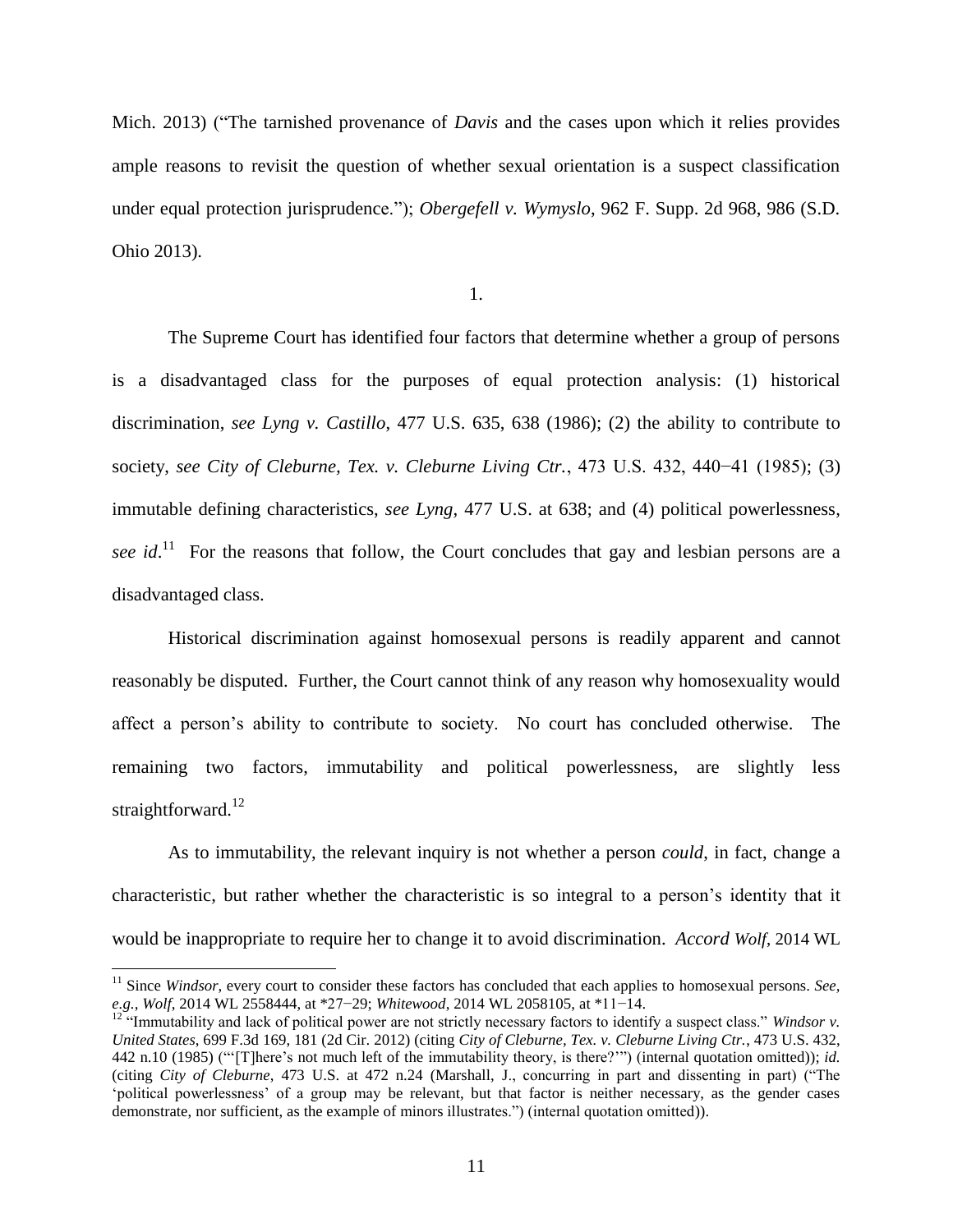Mich. 2013) ("The tarnished provenance of *Davis* and the cases upon which it relies provides ample reasons to revisit the question of whether sexual orientation is a suspect classification under equal protection jurisprudence."); *Obergefell v. Wymyslo*, 962 F. Supp. 2d 968, 986 (S.D. Ohio 2013).

1.

The Supreme Court has identified four factors that determine whether a group of persons is a disadvantaged class for the purposes of equal protection analysis: (1) historical discrimination, *see Lyng v. Castillo*, 477 U.S. 635, 638 (1986); (2) the ability to contribute to society, *see City of Cleburne, Tex. v. Cleburne Living Ctr.*, 473 U.S. 432, 440−41 (1985); (3) immutable defining characteristics, *see Lyng*, 477 U.S. at 638; and (4) political powerlessness, *see id*.[11] For the reasons that follow, the Court concludes that gay and lesbian persons are a disadvantaged class.

Historical discrimination against homosexual persons is readily apparent and cannot reasonably be disputed. Further, the Court cannot think of any reason why homosexuality would affect a person's ability to contribute to society. No court has concluded otherwise. The remaining two factors, immutability and political powerlessness, are slightly less straightforward.[12]

As to immutability, the relevant inquiry is not whether a person *could*, in fact, change a characteristic, but rather whether the characteristic is so integral to a person's identity that it would be inappropriate to require her to change it to avoid discrimination. *Accord Wolf*, 2014 WL

[11] Since *Windsor*, every court to consider these factors has concluded that each applies to homosexual persons. *See, e.g.*, *Wolf*, 2014 WL 2558444, at *27−29; *Whitewood*, 2014 WL 2058105, at *11−14.

[12] "Immutability and lack of political power are not strictly necessary factors to identify a suspect class." *Windsor v. United States*, 699 F.3d 169, 181 (2d Cir. 2012) (citing *City of Cleburne, Tex. v. Cleburne Living Ctr.*, 473 U.S. 432, 442 n.10 (1985) ("'[T]here's not much left of the immutability theory, is there?'") (internal quotation omitted)); *id.* (citing *City of Cleburne*, 473 U.S. at 472 n.24 (Marshall, J., concurring in part and dissenting in part) ("The 'political powerlessness' of a group may be relevant, but that factor is neither necessary, as the gender cases demonstrate, nor sufficient, as the example of minors illustrates.") (internal quotation omitted)).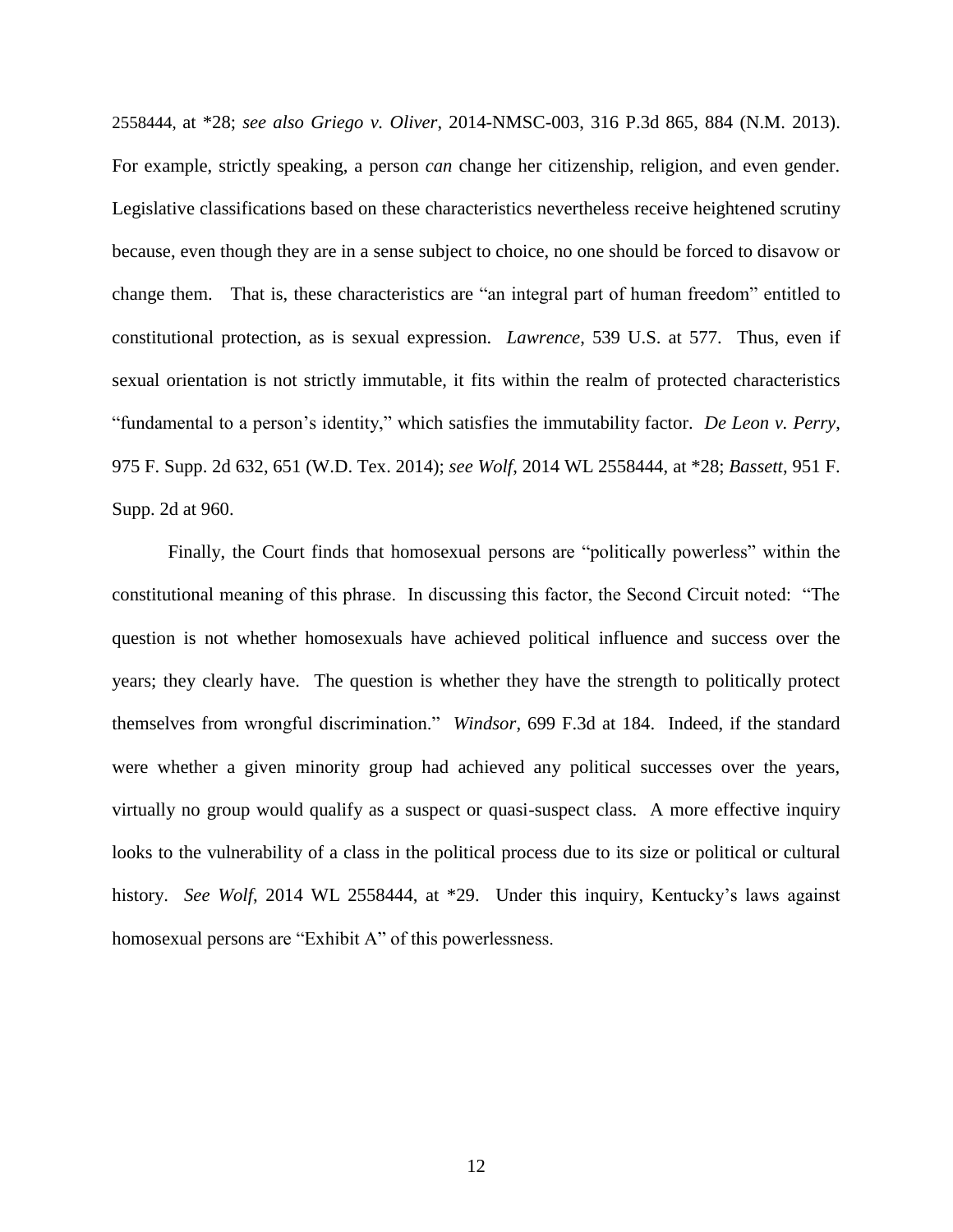2558444, at *28; *see also Griego v. Oliver*, 2014-NMSC-003, 316 P.3d 865, 884 (N.M. 2013). For example, strictly speaking, a person *can* change her citizenship, religion, and even gender. Legislative classifications based on these characteristics nevertheless receive heightened scrutiny because, even though they are in a sense subject to choice, no one should be forced to disavow or change them. That is, these characteristics are "an integral part of human freedom" entitled to constitutional protection, as is sexual expression. *Lawrence*, 539 U.S. at 577. Thus, even if sexual orientation is not strictly immutable, it fits within the realm of protected characteristics "fundamental to a person's identity," which satisfies the immutability factor. *De Leon v. Perry*, 975 F. Supp. 2d 632, 651 (W.D. Tex. 2014); *see Wolf*, 2014 WL 2558444, at *28; *Bassett*, 951 F. Supp. 2d at 960.

Finally, the Court finds that homosexual persons are "politically powerless" within the constitutional meaning of this phrase. In discussing this factor, the Second Circuit noted: "The question is not whether homosexuals have achieved political influence and success over the years; they clearly have. The question is whether they have the strength to politically protect themselves from wrongful discrimination." *Windsor*, 699 F.3d at 184. Indeed, if the standard were whether a given minority group had achieved any political successes over the years, virtually no group would qualify as a suspect or quasi-suspect class. A more effective inquiry looks to the vulnerability of a class in the political process due to its size or political or cultural history. *See Wolf*, 2014 WL 2558444, at *29. Under this inquiry, Kentucky's laws against homosexual persons are "Exhibit A" of this powerlessness.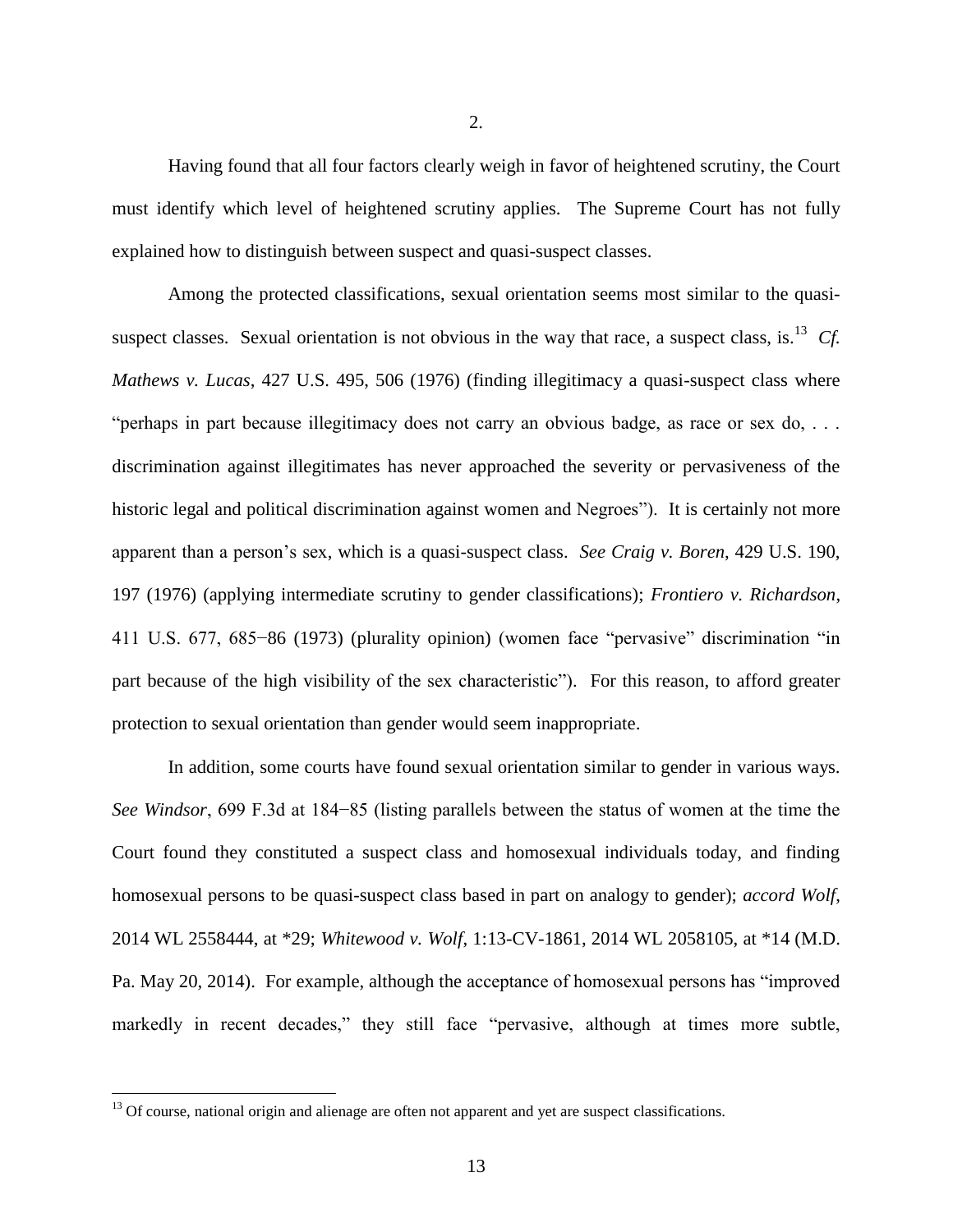2.

Having found that all four factors clearly weigh in favor of heightened scrutiny, the Court must identify which level of heightened scrutiny applies. The Supreme Court has not fully explained how to distinguish between suspect and quasi-suspect classes.

Among the protected classifications, sexual orientation seems most similar to the quasi-suspect classes. Sexual orientation is not obvious in the way that race, a suspect class, is.[13] *Cf. Mathews v. Lucas*, 427 U.S. 495, 506 (1976) (finding illegitimacy a quasi-suspect class where "perhaps in part because illegitimacy does not carry an obvious badge, as race or sex do, . . . discrimination against illegitimates has never approached the severity or pervasiveness of the historic legal and political discrimination against women and Negroes"). It is certainly not more apparent than a person's sex, which is a quasi-suspect class. *See Craig v. Boren*, 429 U.S. 190, 197 (1976) (applying intermediate scrutiny to gender classifications); *Frontiero v. Richardson*, 411 U.S. 677, 685−86 (1973) (plurality opinion) (women face "pervasive" discrimination "in part because of the high visibility of the sex characteristic"). For this reason, to afford greater protection to sexual orientation than gender would seem inappropriate.

In addition, some courts have found sexual orientation similar to gender in various ways. *See Windsor*, 699 F.3d at 184−85 (listing parallels between the status of women at the time the Court found they constituted a suspect class and homosexual individuals today, and finding homosexual persons to be quasi-suspect class based in part on analogy to gender); *accord Wolf*, 2014 WL 2558444, at *29; *Whitewood v. Wolf*, 1:13-CV-1861, 2014 WL 2058105, at *14 (M.D. Pa. May 20, 2014). For example, although the acceptance of homosexual persons has "improved markedly in recent decades," they still face "pervasive, although at times more subtle,

[13] Of course, national origin and alienage are often not apparent and yet are suspect classifications.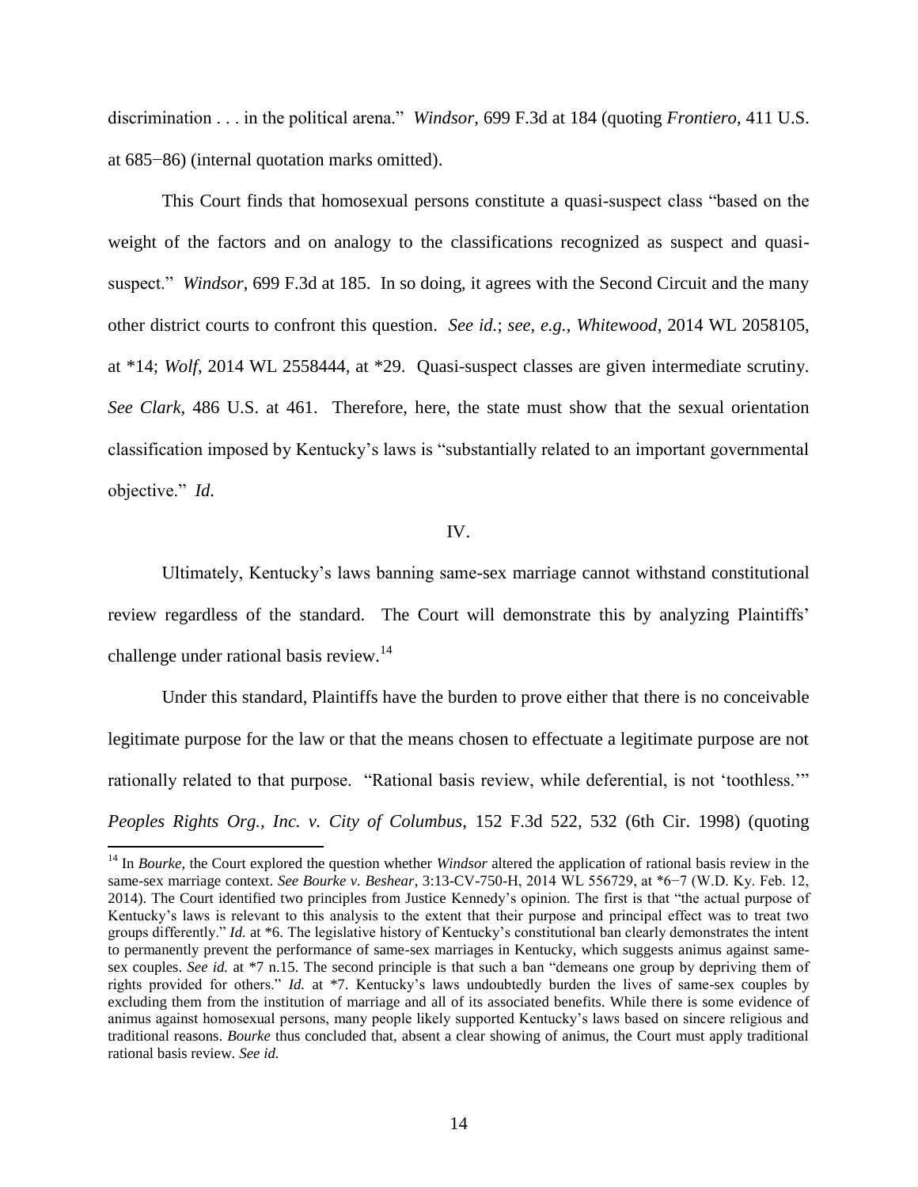discrimination . . . in the political arena." *Windsor*, 699 F.3d at 184 (quoting *Frontiero*, 411 U.S. at 685−86) (internal quotation marks omitted).

This Court finds that homosexual persons constitute a quasi-suspect class "based on the weight of the factors and on analogy to the classifications recognized as suspect and quasi-suspect." *Windsor*, 699 F.3d at 185. In so doing, it agrees with the Second Circuit and the many other district courts to confront this question. *See id.*; *see, e.g.*, *Whitewood*, 2014 WL 2058105, at *14; *Wolf*, 2014 WL 2558444, at *29. Quasi-suspect classes are given intermediate scrutiny. *See Clark*, 486 U.S. at 461. Therefore, here, the state must show that the sexual orientation classification imposed by Kentucky's laws is "substantially related to an important governmental objective." *Id.*

## IV.

Ultimately, Kentucky's laws banning same-sex marriage cannot withstand constitutional review regardless of the standard. The Court will demonstrate this by analyzing Plaintiffs' challenge under rational basis review.[14]

Under this standard, Plaintiffs have the burden to prove either that there is no conceivable legitimate purpose for the law or that the means chosen to effectuate a legitimate purpose are not rationally related to that purpose. "Rational basis review, while deferential, is not 'toothless.'" *Peoples Rights Org., Inc. v. City of Columbus*, 152 F.3d 522, 532 (6th Cir. 1998) (quoting

---

[14] In *Bourke*, the Court explored the question whether *Windsor* altered the application of rational basis review in the same-sex marriage context. *See Bourke v. Beshear*, 3:13-CV-750-H, 2014 WL 556729, at *6−7 (W.D. Ky. Feb. 12, 2014). The Court identified two principles from Justice Kennedy's opinion. The first is that "the actual purpose of Kentucky's laws is relevant to this analysis to the extent that their purpose and principal effect was to treat two groups differently." *Id.* at *6. The legislative history of Kentucky's constitutional ban clearly demonstrates the intent to permanently prevent the performance of same-sex marriages in Kentucky, which suggests animus against same-sex couples. *See id.* at *7 n.15. The second principle is that such a ban "demeans one group by depriving them of rights provided for others." *Id.* at *7. Kentucky's laws undoubtedly burden the lives of same-sex couples by excluding them from the institution of marriage and all of its associated benefits. While there is some evidence of animus against homosexual persons, many people likely supported Kentucky's laws based on sincere religious and traditional reasons. *Bourke* thus concluded that, absent a clear showing of animus, the Court must apply traditional rational basis review. *See id.*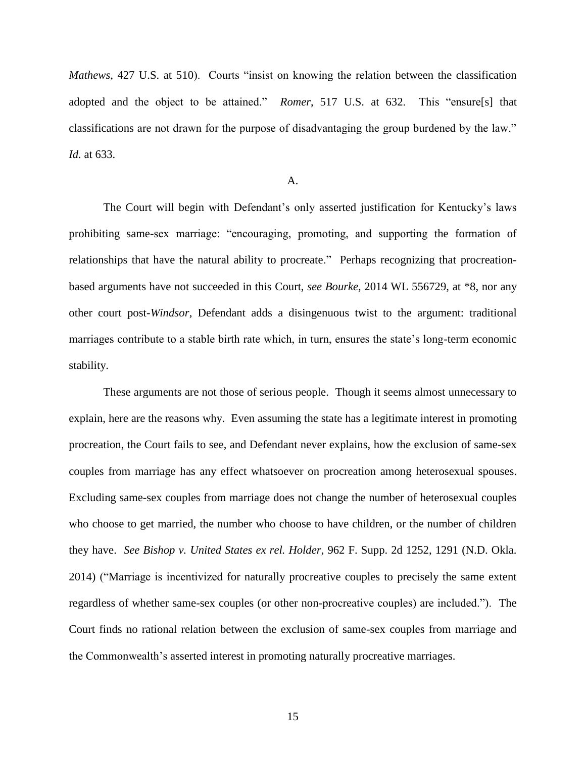*Mathews*, 427 U.S. at 510). Courts "insist on knowing the relation between the classification adopted and the object to be attained." *Romer*, 517 U.S. at 632. This "ensure[s] that classifications are not drawn for the purpose of disadvantaging the group burdened by the law." *Id.* at 633.

A.

The Court will begin with Defendant's only asserted justification for Kentucky's laws prohibiting same-sex marriage: "encouraging, promoting, and supporting the formation of relationships that have the natural ability to procreate." Perhaps recognizing that procreation-based arguments have not succeeded in this Court, *see Bourke*, 2014 WL 556729, at *8, nor any other court post-*Windsor*, Defendant adds a disingenuous twist to the argument: traditional marriages contribute to a stable birth rate which, in turn, ensures the state's long-term economic stability.

These arguments are not those of serious people. Though it seems almost unnecessary to explain, here are the reasons why. Even assuming the state has a legitimate interest in promoting procreation, the Court fails to see, and Defendant never explains, how the exclusion of same-sex couples from marriage has any effect whatsoever on procreation among heterosexual spouses. Excluding same-sex couples from marriage does not change the number of heterosexual couples who choose to get married, the number who choose to have children, or the number of children they have. *See Bishop v. United States ex rel. Holder*, 962 F. Supp. 2d 1252, 1291 (N.D. Okla. 2014) ("Marriage is incentivized for naturally procreative couples to precisely the same extent regardless of whether same-sex couples (or other non-procreative couples) are included."). The Court finds no rational relation between the exclusion of same-sex couples from marriage and the Commonwealth's asserted interest in promoting naturally procreative marriages.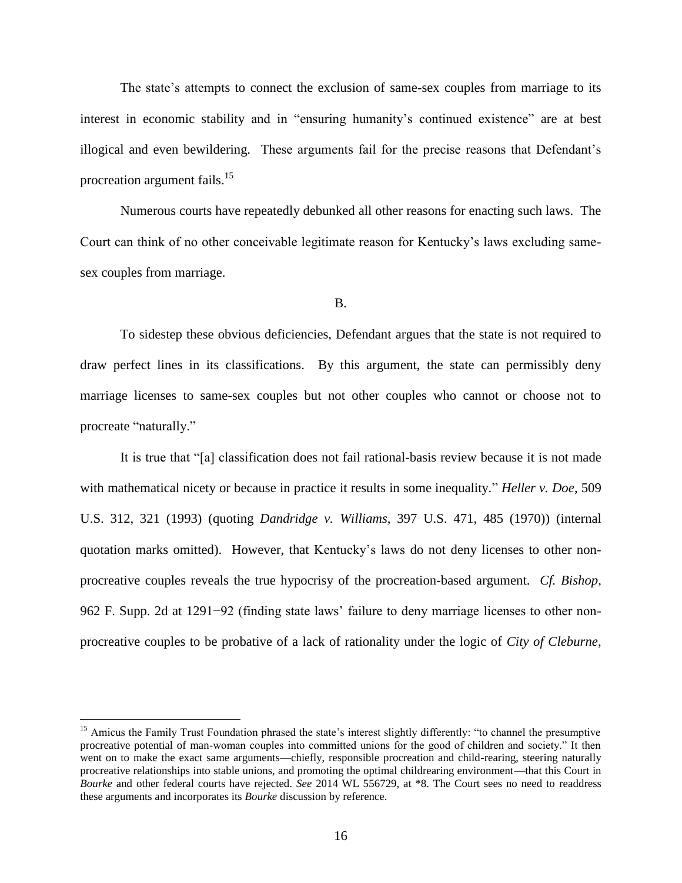The state's attempts to connect the exclusion of same-sex couples from marriage to its interest in economic stability and in "ensuring humanity's continued existence" are at best illogical and even bewildering. These arguments fail for the precise reasons that Defendant's procreation argument fails.[15]

Numerous courts have repeatedly debunked all other reasons for enacting such laws. The Court can think of no other conceivable legitimate reason for Kentucky's laws excluding same-sex couples from marriage.

B.

To sidestep these obvious deficiencies, Defendant argues that the state is not required to draw perfect lines in its classifications. By this argument, the state can permissibly deny marriage licenses to same-sex couples but not other couples who cannot or choose not to procreate "naturally."

It is true that "[a] classification does not fail rational-basis review because it is not made with mathematical nicety or because in practice it results in some inequality." *Heller v. Doe*, 509 U.S. 312, 321 (1993) (quoting *Dandridge v. Williams*, 397 U.S. 471, 485 (1970)) (internal quotation marks omitted). However, that Kentucky's laws do not deny licenses to other non-procreative couples reveals the true hypocrisy of the procreation-based argument. *Cf. Bishop*, 962 F. Supp. 2d at 1291−92 (finding state laws' failure to deny marriage licenses to other non-procreative couples to be probative of a lack of rationality under the logic of *City of Cleburne*,

---

[15] Amicus the Family Trust Foundation phrased the state's interest slightly differently: "to channel the presumptive procreative potential of man-woman couples into committed unions for the good of children and society." It then went on to make the exact same arguments—chiefly, responsible procreation and child-rearing, steering naturally procreative relationships into stable unions, and promoting the optimal childrearing environment—that this Court in *Bourke* and other federal courts have rejected. *See* 2014 WL 556729, at *8. The Court sees no need to readdress these arguments and incorporates its *Bourke* discussion by reference.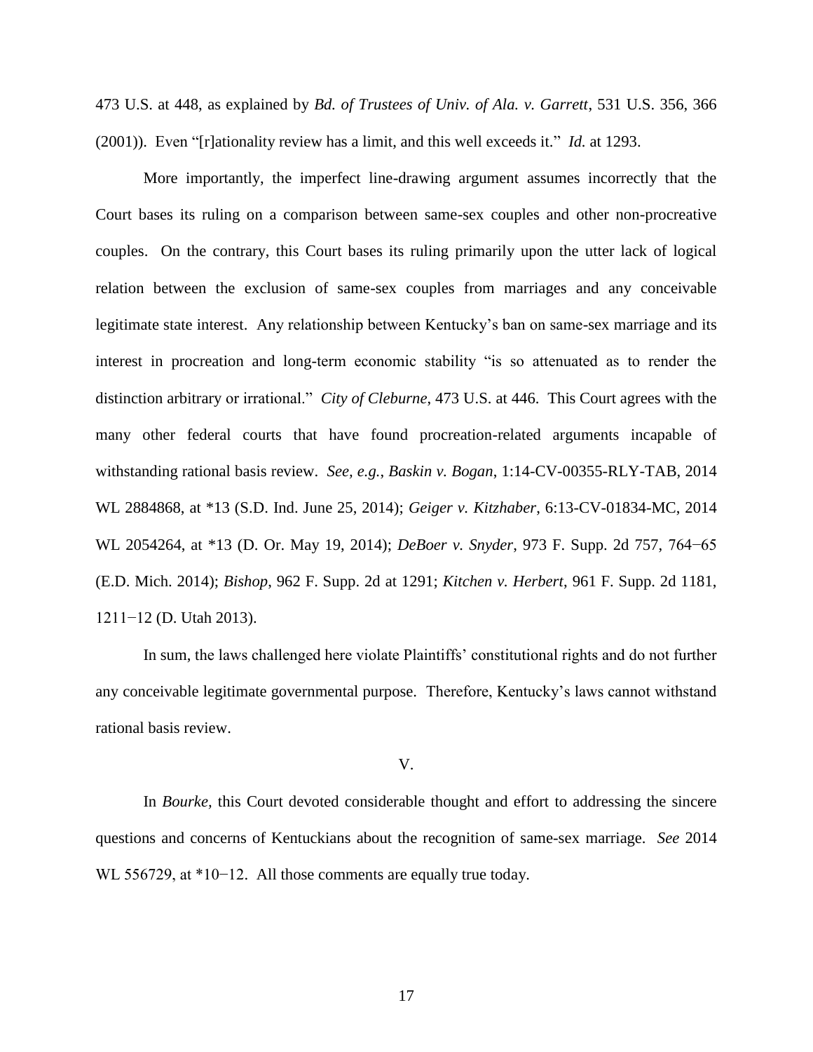473 U.S. at 448, as explained by *Bd. of Trustees of Univ. of Ala. v. Garrett*, 531 U.S. 356, 366 (2001)). Even "[r]ationality review has a limit, and this well exceeds it." *Id.* at 1293.

More importantly, the imperfect line-drawing argument assumes incorrectly that the Court bases its ruling on a comparison between same-sex couples and other non-procreative couples. On the contrary, this Court bases its ruling primarily upon the utter lack of logical relation between the exclusion of same-sex couples from marriages and any conceivable legitimate state interest. Any relationship between Kentucky's ban on same-sex marriage and its interest in procreation and long-term economic stability "is so attenuated as to render the distinction arbitrary or irrational." *City of Cleburne*, 473 U.S. at 446. This Court agrees with the many other federal courts that have found procreation-related arguments incapable of withstanding rational basis review. *See, e.g.*, *Baskin v. Bogan*, 1:14-CV-00355-RLY-TAB, 2014 WL 2884868, at *13 (S.D. Ind. June 25, 2014); *Geiger v. Kitzhaber*, 6:13-CV-01834-MC, 2014 WL 2054264, at *13 (D. Or. May 19, 2014); *DeBoer v. Snyder*, 973 F. Supp. 2d 757, 764−65 (E.D. Mich. 2014); *Bishop*, 962 F. Supp. 2d at 1291; *Kitchen v. Herbert*, 961 F. Supp. 2d 1181, 1211−12 (D. Utah 2013).

In sum, the laws challenged here violate Plaintiffs' constitutional rights and do not further any conceivable legitimate governmental purpose. Therefore, Kentucky's laws cannot withstand rational basis review.

## V.

In *Bourke*, this Court devoted considerable thought and effort to addressing the sincere questions and concerns of Kentuckians about the recognition of same-sex marriage. *See* 2014 WL 556729, at *10−12. All those comments are equally true today.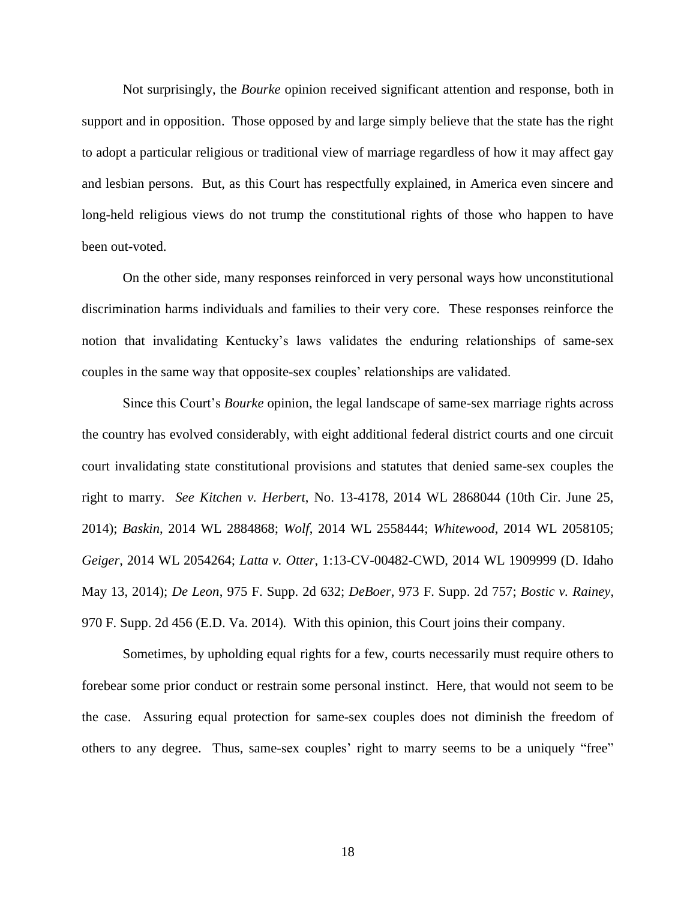Not surprisingly, the *Bourke* opinion received significant attention and response, both in support and in opposition. Those opposed by and large simply believe that the state has the right to adopt a particular religious or traditional view of marriage regardless of how it may affect gay and lesbian persons. But, as this Court has respectfully explained, in America even sincere and long-held religious views do not trump the constitutional rights of those who happen to have been out-voted.

On the other side, many responses reinforced in very personal ways how unconstitutional discrimination harms individuals and families to their very core. These responses reinforce the notion that invalidating Kentucky's laws validates the enduring relationships of same-sex couples in the same way that opposite-sex couples' relationships are validated.

Since this Court's *Bourke* opinion, the legal landscape of same-sex marriage rights across the country has evolved considerably, with eight additional federal district courts and one circuit court invalidating state constitutional provisions and statutes that denied same-sex couples the right to marry. *See Kitchen v. Herbert*, No. 13-4178, 2014 WL 2868044 (10th Cir. June 25, 2014); *Baskin*, 2014 WL 2884868; *Wolf*, 2014 WL 2558444; *Whitewood*, 2014 WL 2058105; *Geiger*, 2014 WL 2054264; *Latta v. Otter*, 1:13-CV-00482-CWD, 2014 WL 1909999 (D. Idaho May 13, 2014); *De Leon*, 975 F. Supp. 2d 632; *DeBoer*, 973 F. Supp. 2d 757; *Bostic v. Rainey*, 970 F. Supp. 2d 456 (E.D. Va. 2014). With this opinion, this Court joins their company.

Sometimes, by upholding equal rights for a few, courts necessarily must require others to forebear some prior conduct or restrain some personal instinct. Here, that would not seem to be the case. Assuring equal protection for same-sex couples does not diminish the freedom of others to any degree. Thus, same-sex couples' right to marry seems to be a uniquely "free"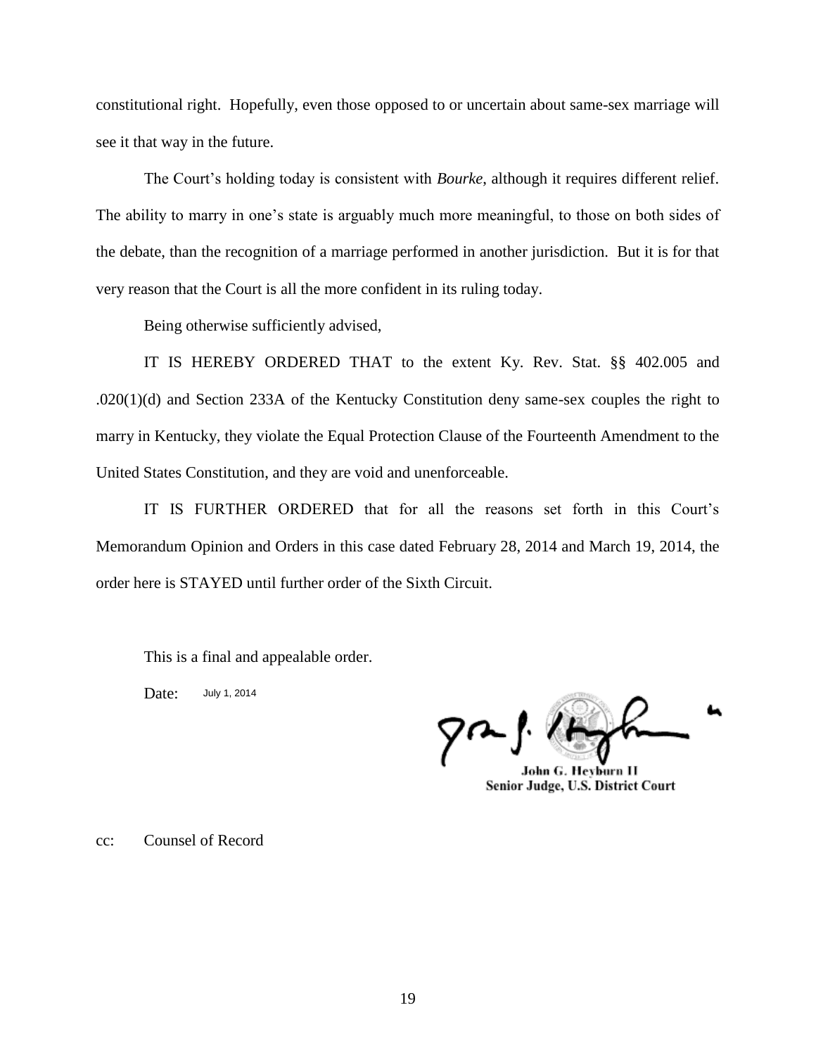constitutional right. Hopefully, even those opposed to or uncertain about same-sex marriage will see it that way in the future.

The Court's holding today is consistent with *Bourke*, although it requires different relief. The ability to marry in one's state is arguably much more meaningful, to those on both sides of the debate, than the recognition of a marriage performed in another jurisdiction. But it is for that very reason that the Court is all the more confident in its ruling today.

Being otherwise sufficiently advised,

IT IS HEREBY ORDERED THAT to the extent Ky. Rev. Stat. §§ 402.005 and .020(1)(d) and Section 233A of the Kentucky Constitution deny same-sex couples the right to marry in Kentucky, they violate the Equal Protection Clause of the Fourteenth Amendment to the United States Constitution, and they are void and unenforceable.

IT IS FURTHER ORDERED that for all the reasons set forth in this Court's Memorandum Opinion and Orders in this case dated February 28, 2014 and March 19, 2014, the order here is STAYED until further order of the Sixth Circuit.

This is a final and appealable order.

Date: July 1, 2014

**John G. Heyburn II**
**Senior Judge, U.S. District Court**

cc: Counsel of Record